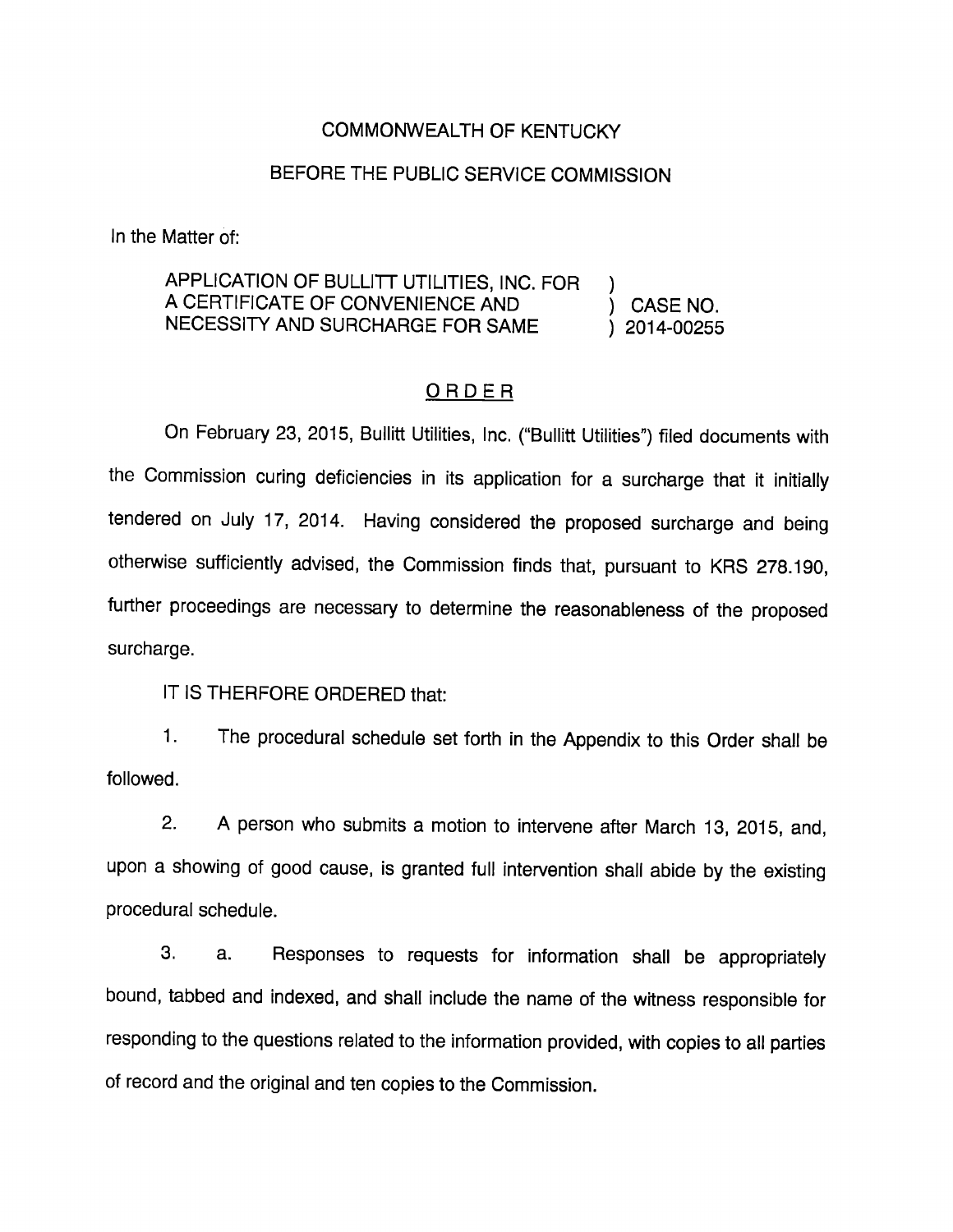COMMONWEALTH OF KENTUCKY

BEFORE THE PUBLIC SERVICE COMMISSION

In the Matter of:

| | | |
|---|---|---|
| APPLICATION OF BULLITT UTILITIES, INC. FOR A CERTIFICATE OF CONVENIENCE AND NECESSITY AND SURCHARGE FOR SAME | ) ) ) | CASE NO. 2014-00255 |

ORDER

On February 23, 2015, Bullitt Utilities, Inc. ("Bullitt Utilities") filed documents with the Commission curing deficiencies in its application for a surcharge that it initially tendered on July 17, 2014. Having considered the proposed surcharge and being otherwise sufficiently advised, the Commission finds that, pursuant to KRS 278.190, further proceedings are necessary to determine the reasonableness of the proposed surcharge.

IT IS THERFORE ORDERED that:

1. The procedural schedule set forth in the Appendix to this Order shall be followed.

2. A person who submits a motion to intervene after March 13, 2015, and, upon a showing of good cause, is granted full intervention shall abide by the existing procedural schedule.

3. a. Responses to requests for information shall be appropriately bound, tabbed and indexed, and shall include the name of the witness responsible for responding to the questions related to the information provided, with copies to all parties of record and the original and ten copies to the Commission.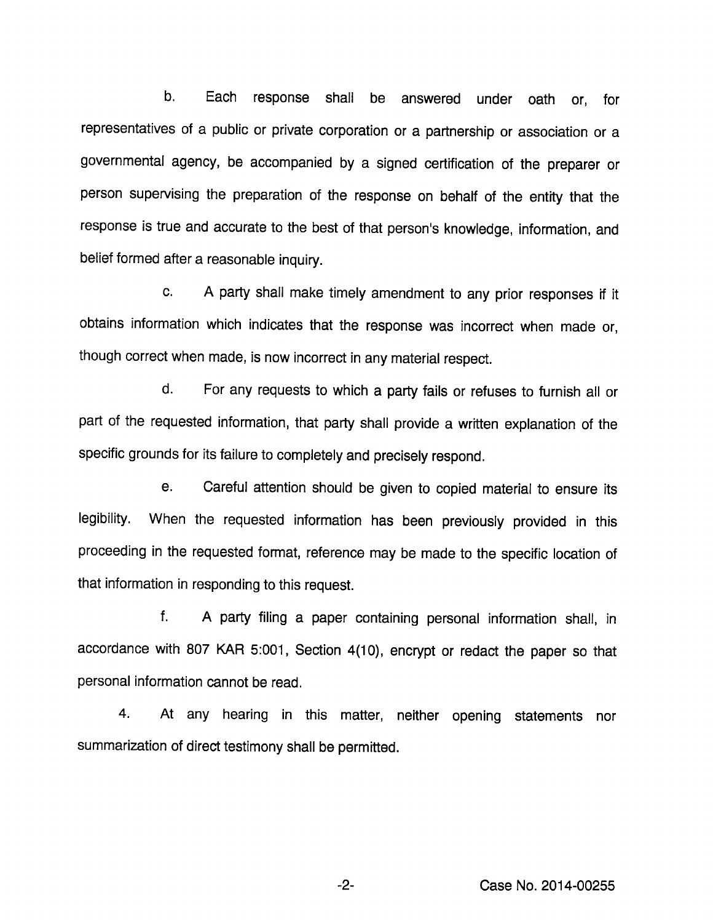b. Each response shall be answered under oath or, for representatives of a public or private corporation or a partnership or association or a governmental agency, be accompanied by a signed certification of the preparer or person supervising the preparation of the response on behalf of the entity that the response is true and accurate to the best of that person's knowledge, information, and belief formed after a reasonable inquiry.

c. A party shall make timely amendment to any prior responses if it obtains information which indicates that the response was incorrect when made or, though correct when made, is now incorrect in any material respect.

d. For any requests to which a party fails or refuses to furnish all or part of the requested information, that party shall provide a written explanation of the specific grounds for its failure to completely and precisely respond.

e. Careful attention should be given to copied material to ensure its legibility. When the requested information has been previously provided in this proceeding in the requested format, reference may be made to the specific location of that information in responding to this request.

f. A party filing a paper containing personal information shall, in accordance with 807 KAR 5:001, Section 4(10), encrypt or redact the paper so that personal information cannot be read.

4. At any hearing in this matter, neither opening statements nor summarization of direct testimony shall be permitted.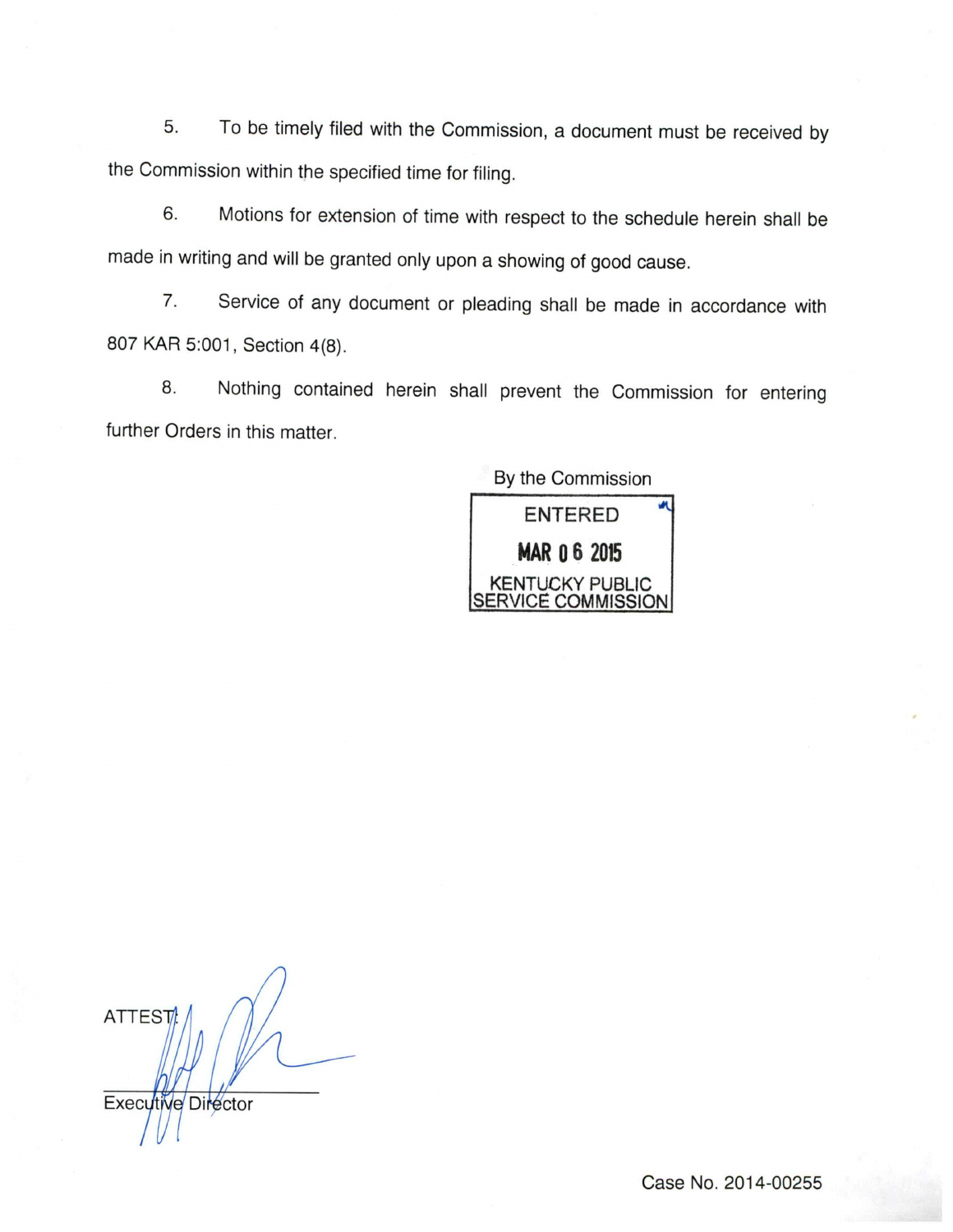5. To be timely filed with the Commission, a document must be received by the Commission within the specified time for filing.

6. Motions for extension of time with respect to the schedule herein shall be made in writing and will be granted only upon a showing of good cause.

7. Service of any document or pleading shall be made in accordance with 807 KAR 5:001, Section 4(8).

8. Nothing contained herein shall prevent the Commission for entering further Orders in this matter.

By the Commission

ENTERED

MAR 06 2015

KENTUCKY PUBLIC SERVICE COMMISSION

ATTEST:

Executive Director

Case No. 2014-00255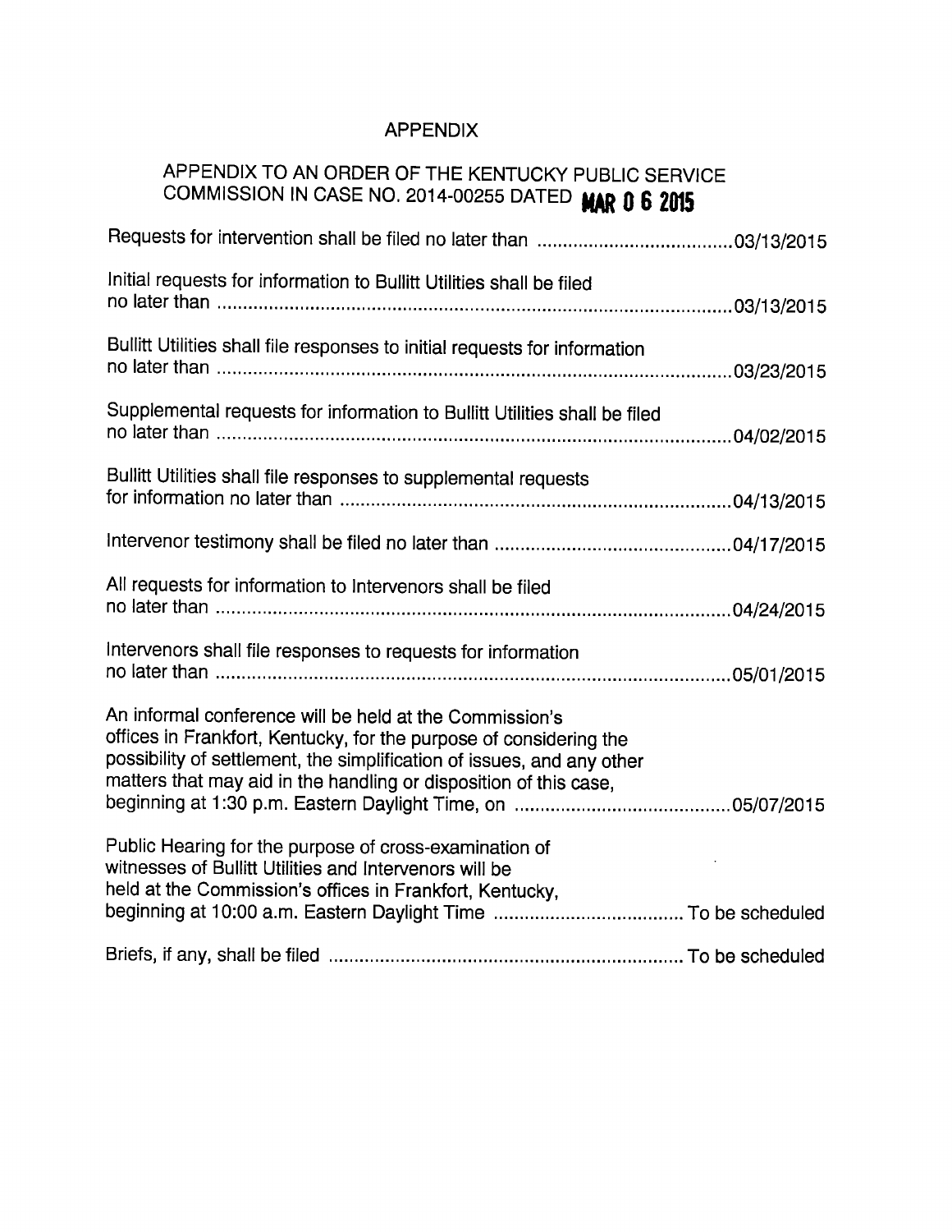# APPENDIX

## APPENDIX TO AN ORDER OF THE KENTUCKY PUBLIC SERVICE COMMISSION IN CASE NO. 2014-00255 DATED MAR 0 6 2015

| | |
|---|---|
| Requests for intervention shall be filed no later than | 03/13/2015 |
| Initial requests for information to Bullitt Utilities shall be filed no later than | 03/13/2015 |
| Bullitt Utilities shall file responses to initial requests for information no later than | 03/23/2015 |
| Supplemental requests for information to Bullitt Utilities shall be filed no later than | 04/02/2015 |
| Bullitt Utilities shall file responses to supplemental requests for information no later than | 04/13/2015 |
| Intervenor testimony shall be filed no later than | 04/17/2015 |
| All requests for information to Intervenors shall be filed no later than | 04/24/2015 |
| Intervenors shall file responses to requests for information no later than | 05/01/2015 |
| An informal conference will be held at the Commission's offices in Frankfort, Kentucky, for the purpose of considering the possibility of settlement, the simplification of issues, and any other matters that may aid in the handling or disposition of this case, beginning at 1:30 p.m. Eastern Daylight Time, on | 05/07/2015 |
| Public Hearing for the purpose of cross-examination of witnesses of Bullitt Utilities and Intervenors will be held at the Commission's offices in Frankfort, Kentucky, beginning at 10:00 a.m. Eastern Daylight Time | To be scheduled |
| Briefs, if any, shall be filed | To be scheduled |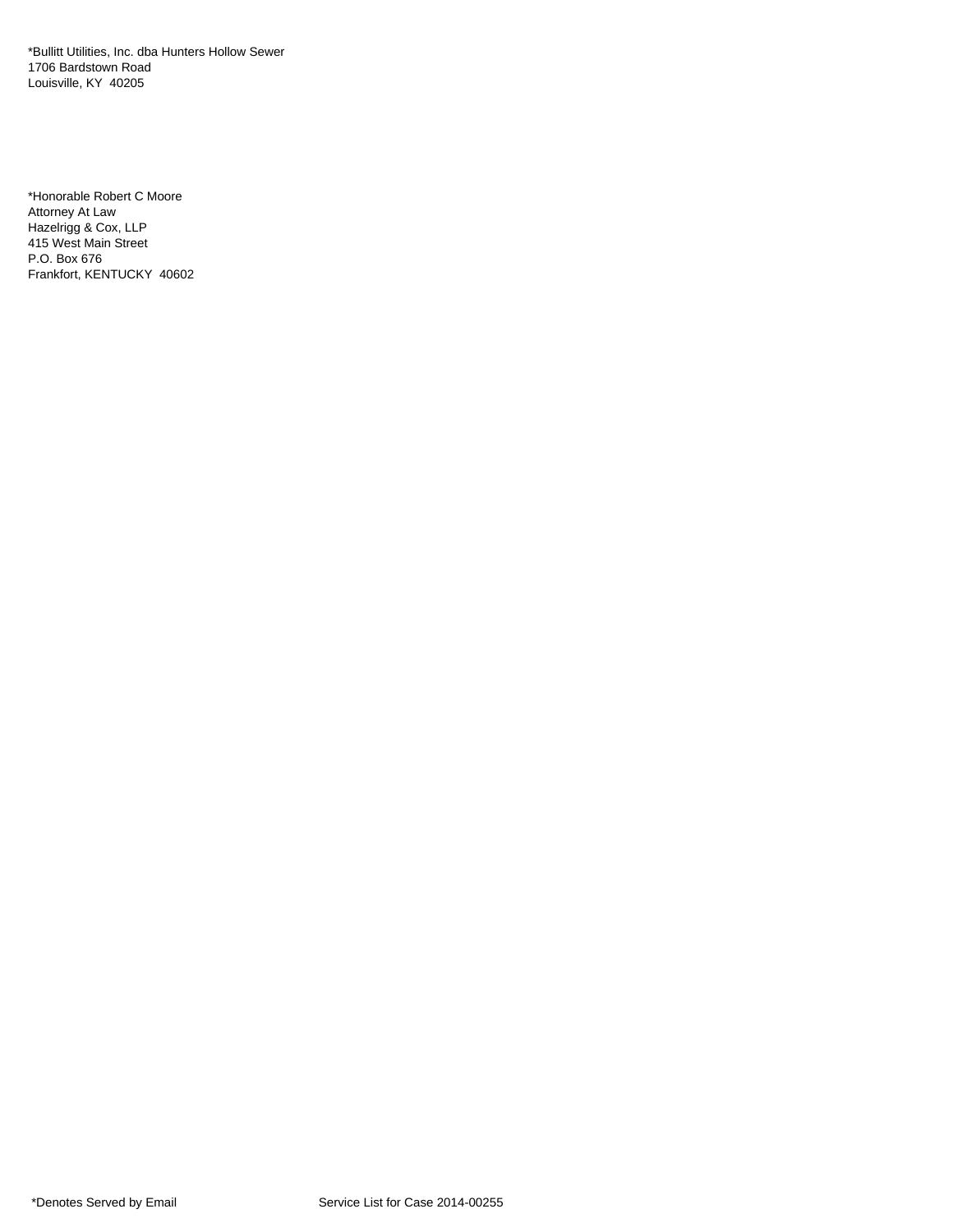*Bullitt Utilities, Inc. dba Hunters Hollow Sewer
1706 Bardstown Road
Louisville, KY 40205

*Honorable Robert C Moore
Attorney At Law
Hazelrigg & Cox, LLP
415 West Main Street
P.O. Box 676
Frankfort, KENTUCKY 40602

*Denotes Served by Email

Service List for Case 2014-00255